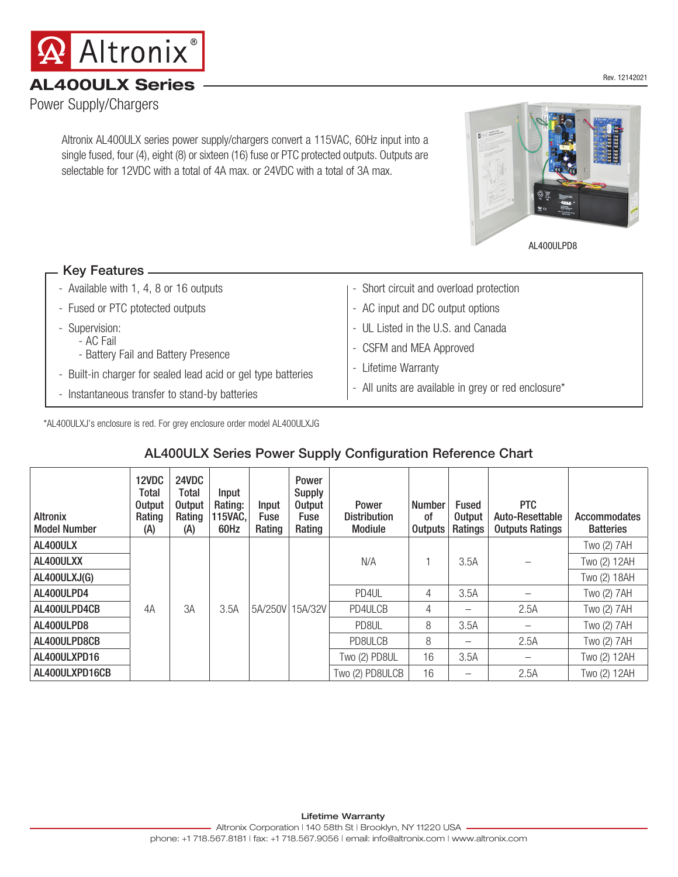# Altronix

## AL400ULX Series

Power Supply/Chargers

Altronix AL400ULX series power supply/chargers convert a 115VAC, 60Hz input into a single fused, four (4), eight (8) or sixteen (16) fuse or PTC protected outputs. Outputs are selectable for 12VDC with a total of 4A max. or 24VDC with a total of 3A max.

AL400ULPD8

### Key Features

- Available with 1, 4, 8 or 16 outputs
- Fused or PTC ptotected outputs
- Supervision:
  - AC Fail
  - Battery Fail and Battery Presence
- Built-in charger for sealed lead acid or gel type batteries
- Instantaneous transfer to stand-by batteries
- Short circuit and overload protection
- AC input and DC output options
- UL Listed in the U.S. and Canada
- CSFM and MEA Approved
- Lifetime Warranty
- All units are available in grey or red enclosure*

*AL400ULXJ's enclosure is red. For grey enclosure order model AL400ULXJG

### AL400ULX Series Power Supply Configuration Reference Chart

| Altronix Model Number | 12VDC Total Output Rating (A) | 24VDC Total Output Rating (A) | Input Rating: 115VAC, 60Hz | Input Fuse Rating | Power Supply Output Fuse Rating | Power Distribution Modiule | Number of Outputs | Fused Output Ratings | PTC Auto-Resettable Outputs Ratings | Accommodates Batteries |
|---|---|---|---|---|---|---|---|---|---|---|
| AL400ULX | 4A | 3A | 3.5A | 5A/250V | 15A/32V | N/A | 1 | 3.5A | – | Two (2) 7AH |
| AL400ULXX | | | | | | | | | | Two (2) 12AH |
| AL400ULXJ(G) | | | | | | | | | | Two (2) 18AH |
| AL400ULPD4 | | | | | | PD4UL | 4 | 3.5A | – | Two (2) 7AH |
| AL400ULPD4CB | | | | | | PD4ULCB | 4 | – | 2.5A | Two (2) 7AH |
| AL400ULPD8 | | | | | | PD8UL | 8 | 3.5A | – | Two (2) 7AH |
| AL400ULPD8CB | | | | | | PD8ULCB | 8 | – | 2.5A | Two (2) 7AH |
| AL400ULXPD16 | | | | | | Two (2) PD8UL | 16 | 3.5A | – | Two (2) 12AH |
| AL400ULXPD16CB | | | | | | Two (2) PD8ULCB | 16 | – | 2.5A | Two (2) 12AH |

**Lifetime Warranty**

Altronix Corporation | 140 58th St | Brooklyn, NY 11220 USA

phone: +1 718.567.8181 | fax: +1 718.567.9056 | email: info@altronix.com | www.altronix.com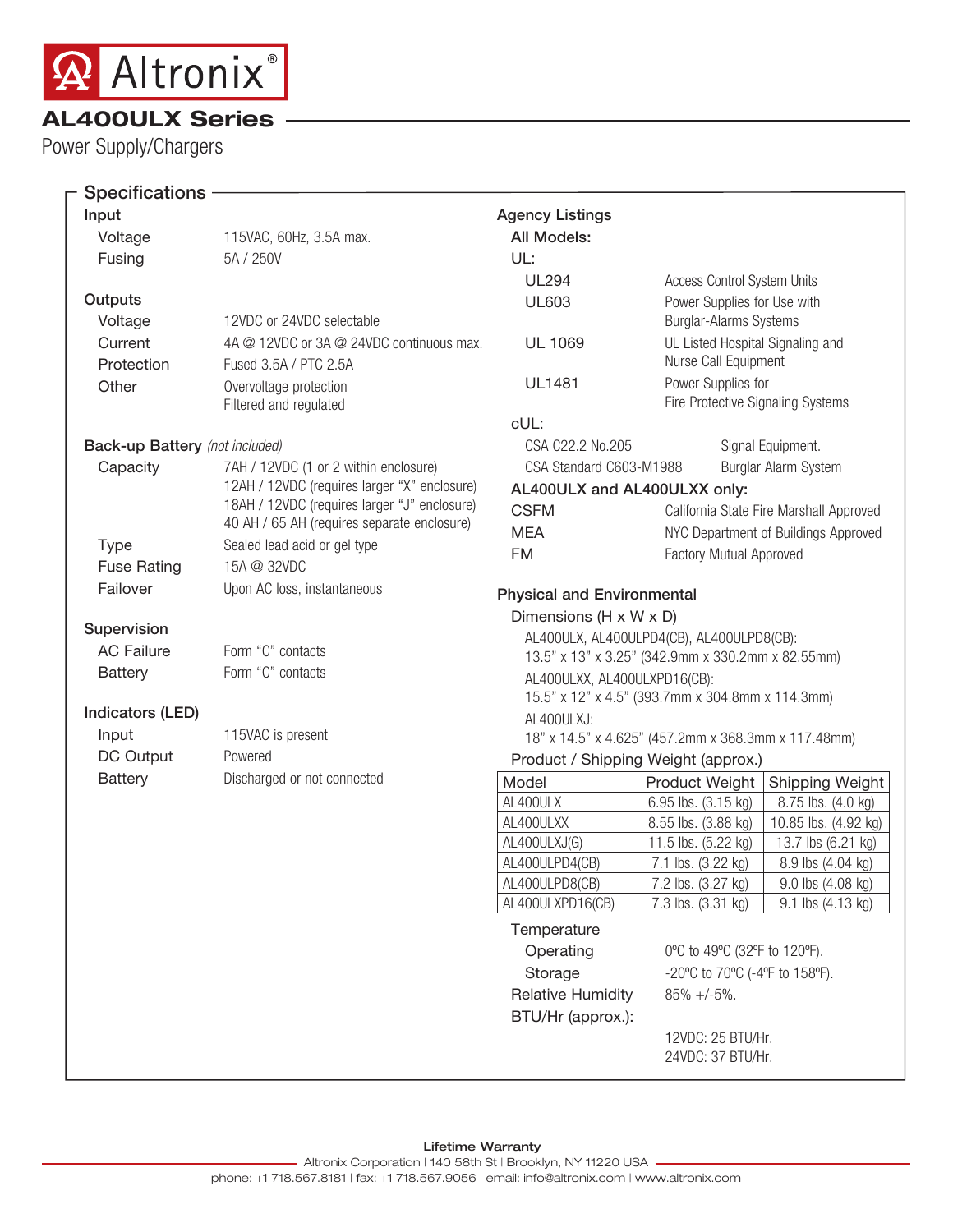# AL400ULX Series

Power Supply/Chargers

## Specifications

### Input

| | |
|---|---|
| Voltage | 115VAC, 60Hz, 3.5A max. |
| Fusing | 5A / 250V |

### Outputs

| | |
|---|---|
| Voltage | 12VDC or 24VDC selectable |
| Current | 4A @ 12VDC or 3A @ 24VDC continuous max. |
| Protection | Fused 3.5A / PTC 2.5A |
| Other | Overvoltage protection<br>Filtered and regulated |

### Back-up Battery *(not included)*

| | |
|---|---|
| Capacity | 7AH / 12VDC (1 or 2 within enclosure)<br>12AH / 12VDC (requires larger "X" enclosure)<br>18AH / 12VDC (requires larger "J" enclosure)<br>40 AH / 65 AH (requires separate enclosure) |
| Type | Sealed lead acid or gel type |
| Fuse Rating | 15A @ 32VDC |
| Failover | Upon AC loss, instantaneous |

### Supervision

| | |
|---|---|
| AC Failure | Form "C" contacts |
| Battery | Form "C" contacts |

### Indicators (LED)

| | |
|---|---|
| Input | 115VAC is present |
| DC Output | Powered |
| Battery | Discharged or not connected |

### Agency Listings

**All Models:**

UL:

| | |
|---|---|
| UL294 | Access Control System Units |
| UL603 | Power Supplies for Use with Burglar-Alarms Systems |
| UL 1069 | UL Listed Hospital Signaling and Nurse Call Equipment |
| UL1481 | Power Supplies for Fire Protective Signaling Systems |

cUL:

| | |
|---|---|
| CSA C22.2 No.205 | Signal Equipment. |
| CSA Standard C603-M1988 | Burglar Alarm System |

**AL400ULX and AL400ULXX only:**

| | |
|---|---|
| CSFM | California State Fire Marshall Approved |
| MEA | NYC Department of Buildings Approved |
| FM | Factory Mutual Approved |

### Physical and Environmental

Dimensions (H x W x D)

AL400ULX, AL400ULPD4(CB), AL400ULPD8(CB):
13.5" x 13" x 3.25" (342.9mm x 330.2mm x 82.55mm)

AL400ULXX, AL400ULXPD16(CB):
15.5" x 12" x 4.5" (393.7mm x 304.8mm x 114.3mm)

AL400ULXJ:
18" x 14.5" x 4.625" (457.2mm x 368.3mm x 117.48mm)

Product / Shipping Weight (approx.)

| Model | Product Weight | Shipping Weight |
|---|---|---|
| AL400ULX | 6.95 lbs. (3.15 kg) | 8.75 lbs. (4.0 kg) |
| AL400ULXX | 8.55 lbs. (3.88 kg) | 10.85 lbs. (4.92 kg) |
| AL400ULXJ(G) | 11.5 lbs. (5.22 kg) | 13.7 lbs (6.21 kg) |
| AL400ULPD4(CB) | 7.1 lbs. (3.22 kg) | 8.9 lbs (4.04 kg) |
| AL400ULPD8(CB) | 7.2 lbs. (3.27 kg) | 9.0 lbs (4.08 kg) |
| AL400ULXPD16(CB) | 7.3 lbs. (3.31 kg) | 9.1 lbs (4.13 kg) |

Temperature

| | |
|---|---|
| Operating | 0ºC to 49ºC (32ºF to 120ºF). |
| Storage | -20ºC to 70ºC (-4ºF to 158ºF). |
| Relative Humidity | 85% +/-5%. |
| BTU/Hr (approx.): | 12VDC: 25 BTU/Hr.<br>24VDC: 37 BTU/Hr. |

**Lifetime Warranty**

Altronix Corporation | 140 58th St | Brooklyn, NY 11220 USA

phone: +1 718.567.8181 | fax: +1 718.567.9056 | email: info@altronix.com | www.altronix.com